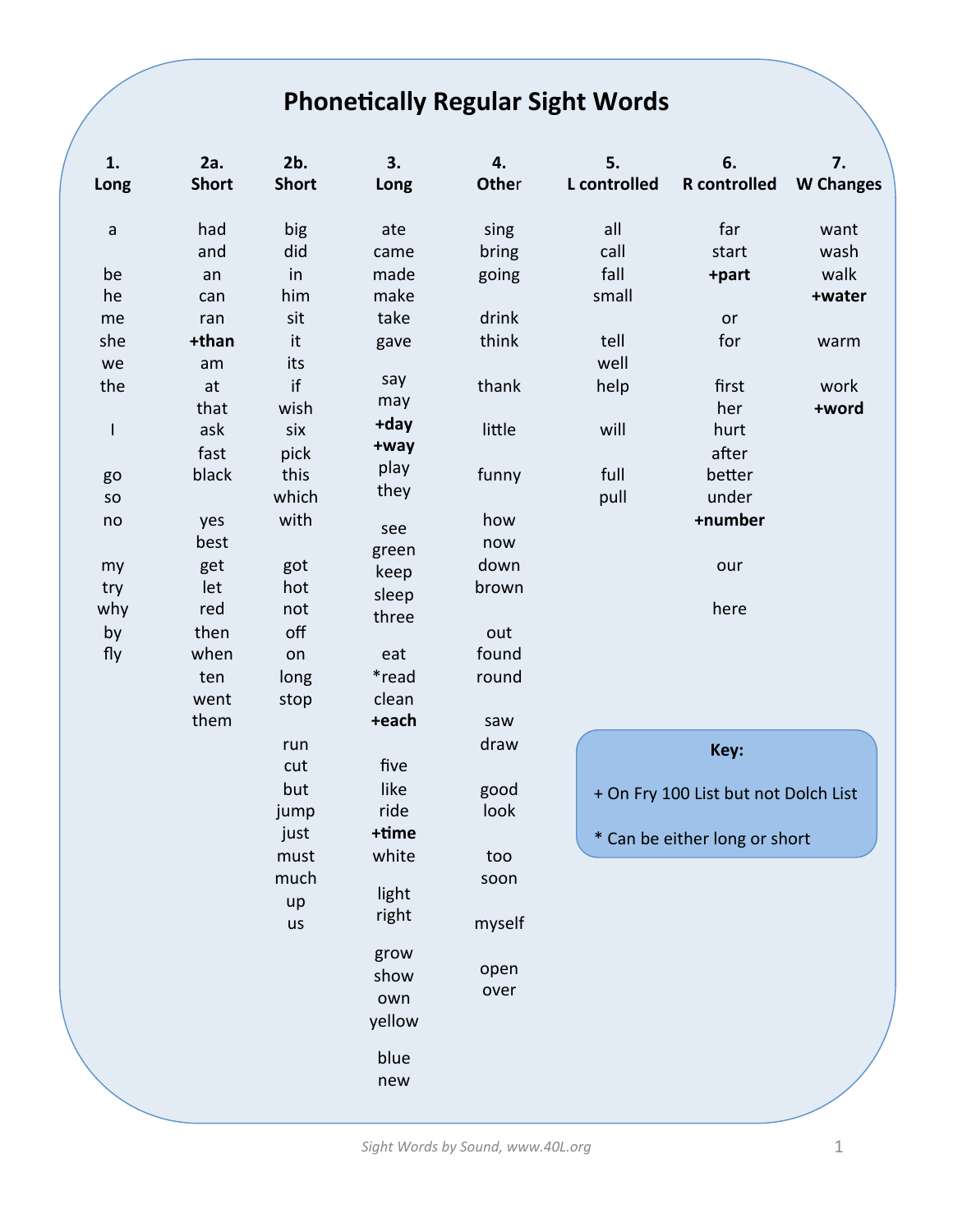# Phonetically Regular Sight Words

| 1. Long | 2a. Short | 2b. Short | 3. Long | 4. Other | 5. L controlled | 6. R controlled | 7. W Changes |
|---|---|---|---|---|---|---|---|
| a | had | big | ate | sing | all | far | want |
| | and | did | came | bring | call | start | wash |
| be | an | in | made | going | fall | **+part** | walk |
| he | can | him | make | | small | | **+water** |
| me | ran | sit | take | drink | | or | |
| she | **+than** | it | gave | think | tell | for | warm |
| we | am | its | | | well | | |
| the | at | if | say | thank | help | first | work |
| | that | wish | may | | | her | **+word** |
| I | ask | six | **+day** | little | will | hurt | |
| | fast | pick | **+way** | | | after | |
| go | black | this | play | funny | full | better | |
| so | | which | they | | pull | under | |
| no | yes | with | | how | | **+number** | |
| | best | | see | now | | | |
| my | get | got | green | down | | our | |
| try | let | hot | keep | brown | | | |
| why | red | not | sleep | | | here | |
| by | then | off | three | out | | | |
| fly | when | on | | found | | | |
| | ten | long | eat | round | | | |
| | went | stop | *read | | | | |
| | them | | clean | saw | | | |
| | | run | **+each** | draw | | | |
| | | cut | | | | | |
| | | but | five | good | | | |
| | | jump | like | look | | | |
| | | just | ride | | | | |
| | | must | **+time** | too | | | |
| | | much | white | soon | | | |
| | | up | | | | | |
| | | us | light | myself | | | |
| | | | right | | | | |
| | | | | open | | | |
| | | | grow | over | | | |
| | | | show | | | | |
| | | | own | | | | |
| | | | yellow | | | | |
| | | | | | | | |
| | | | blue | | | | |
| | | | new | | | | |

**Key:**

+ On Fry 100 List but not Dolch List

* Can be either long or short

*Sight Words by Sound, www.40L.org*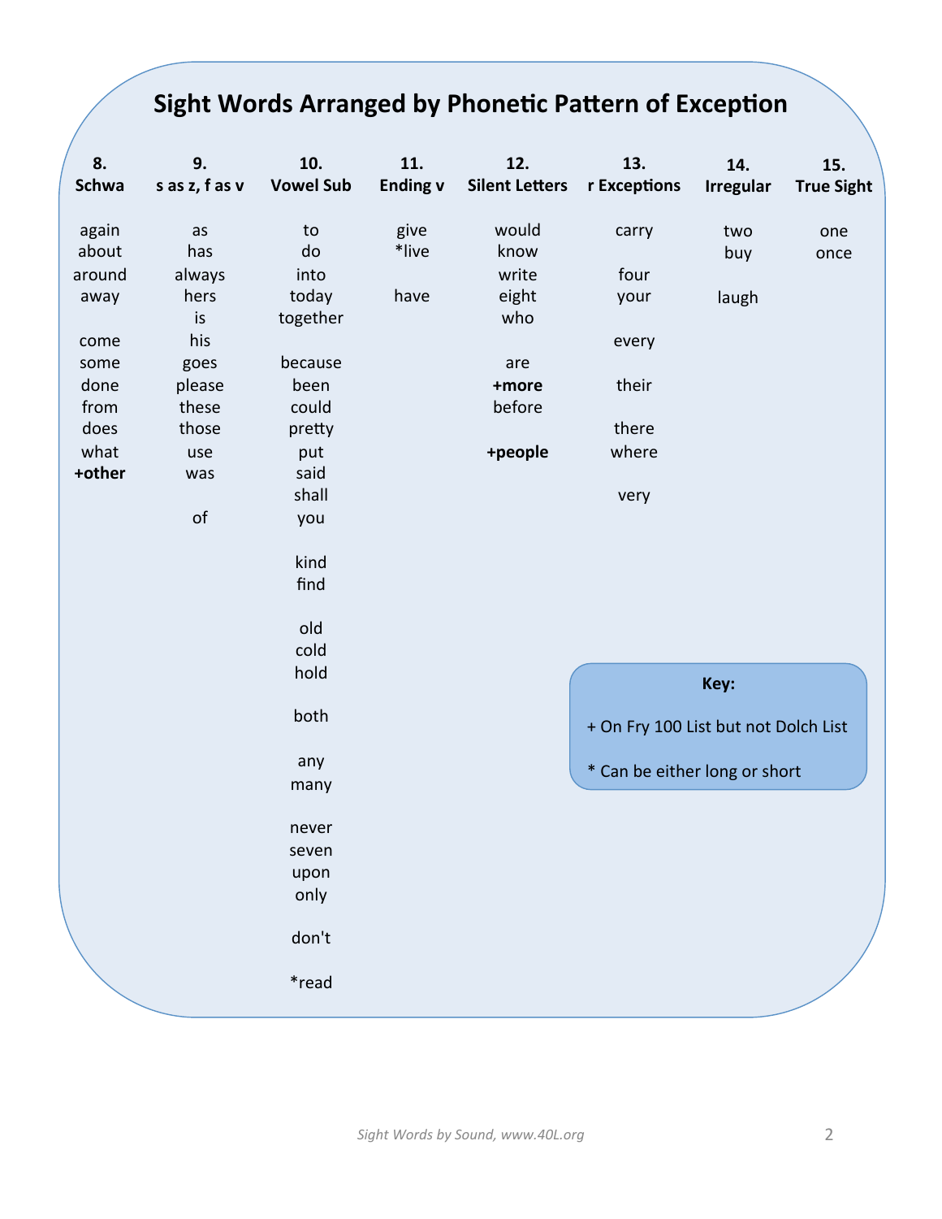# Sight Words Arranged by Phonetic Pattern of Exception

| 8. Schwa | 9. s as z, f as v | 10. Vowel Sub | 11. Ending v | 12. Silent Letters | 13. r Exceptions | 14. Irregular | 15. True Sight |
|---|---|---|---|---|---|---|---|
| again | as | to | give | would | carry | two | one |
| about | has | do | *live | know | | buy | once |
| around | always | into | | write | four | | |
| away | hers | today | have | eight | your | laugh | |
| | is | together | | who | | | |
| come | his | | | | every | | |
| some | goes | because | | are | | | |
| done | please | been | | **+more** | their | | |
| from | these | could | | before | | | |
| does | those | pretty | | | there | | |
| what | use | put | | **+people** | where | | |
| **+other** | was | said | | | | | |
| | | shall | | | very | | |
| | of | you | | | | | |
| | | | | | | | |
| | | kind | | | | | |
| | | find | | | | | |
| | | | | | | | |
| | | old | | | | | |
| | | cold | | | | | |
| | | hold | | | | | |
| | | | | | | | |
| | | both | | | | | |
| | | | | | | | |
| | | any | | | | | |
| | | many | | | | | |
| | | | | | | | |
| | | never | | | | | |
| | | seven | | | | | |
| | | upon | | | | | |
| | | only | | | | | |
| | | | | | | | |
| | | don't | | | | | |
| | | | | | | | |
| | | *read | | | | | |

**Key:**

+ On Fry 100 List but not Dolch List

* Can be either long or short

*Sight Words by Sound, www.40L.org*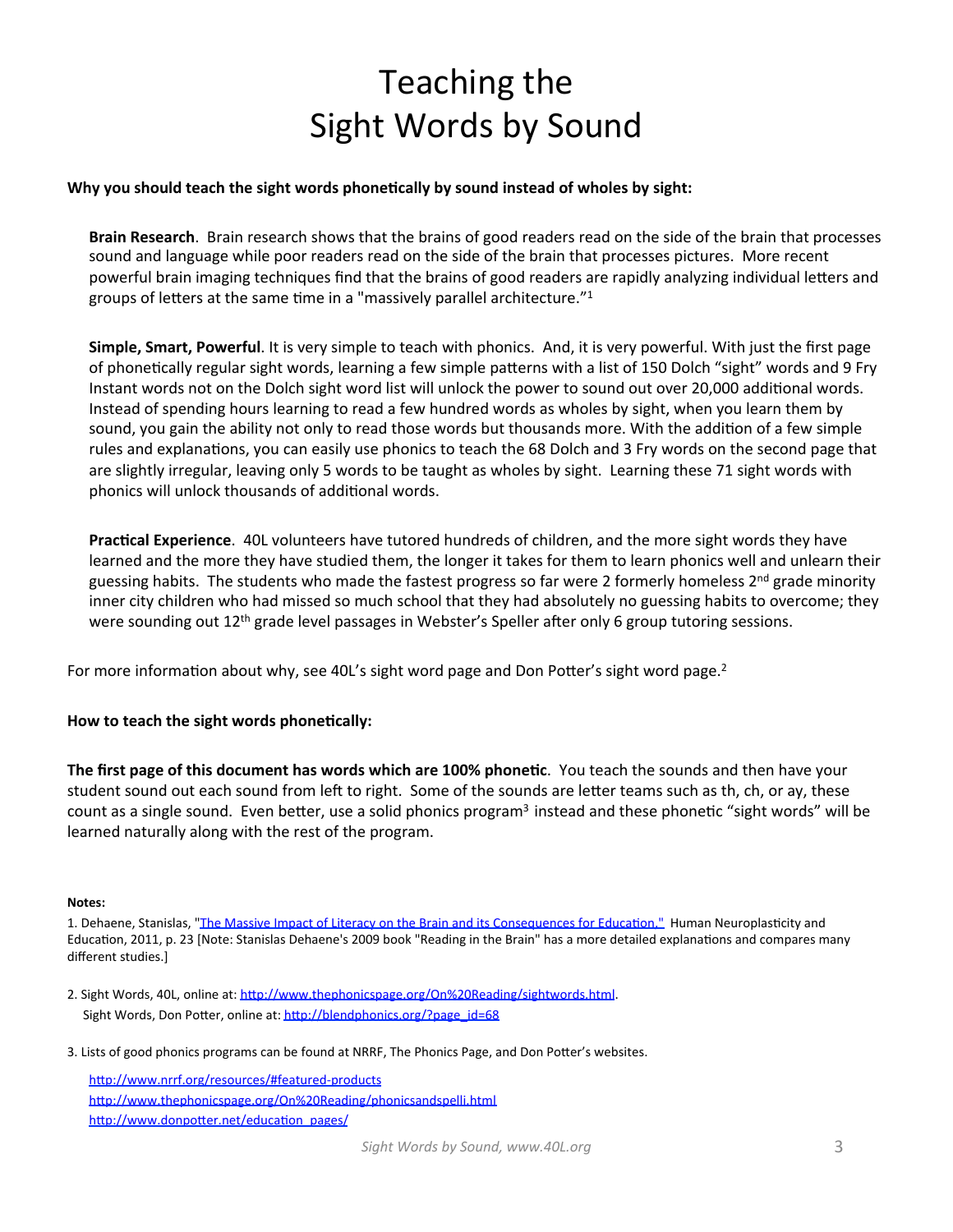# Teaching the Sight Words by Sound

**Why you should teach the sight words phonetically by sound instead of wholes by sight:**

**Brain Research**. Brain research shows that the brains of good readers read on the side of the brain that processes sound and language while poor readers read on the side of the brain that processes pictures. More recent powerful brain imaging techniques find that the brains of good readers are rapidly analyzing individual letters and groups of letters at the same time in a "massively parallel architecture."[1]

**Simple, Smart, Powerful**. It is very simple to teach with phonics. And, it is very powerful. With just the first page of phonetically regular sight words, learning a few simple patterns with a list of 150 Dolch "sight" words and 9 Fry Instant words not on the Dolch sight word list will unlock the power to sound out over 20,000 additional words. Instead of spending hours learning to read a few hundred words as wholes by sight, when you learn them by sound, you gain the ability not only to read those words but thousands more. With the addition of a few simple rules and explanations, you can easily use phonics to teach the 68 Dolch and 3 Fry words on the second page that are slightly irregular, leaving only 5 words to be taught as wholes by sight. Learning these 71 sight words with phonics will unlock thousands of additional words.

**Practical Experience**. 40L volunteers have tutored hundreds of children, and the more sight words they have learned and the more they have studied them, the longer it takes for them to learn phonics well and unlearn their guessing habits. The students who made the fastest progress so far were 2 formerly homeless 2nd grade minority inner city children who had missed so much school that they had absolutely no guessing habits to overcome; they were sounding out 12th grade level passages in Webster's Speller after only 6 group tutoring sessions.

For more information about why, see 40L's sight word page and Don Potter's sight word page.[2]

**How to teach the sight words phonetically:**

**The first page of this document has words which are 100% phonetic**. You teach the sounds and then have your student sound out each sound from left to right. Some of the sounds are letter teams such as th, ch, or ay, these count as a single sound. Even better, use a solid phonics program[3] instead and these phonetic "sight words" will be learned naturally along with the rest of the program.

**Notes:**

1. Dehaene, Stanislas, "The Massive Impact of Literacy on the Brain and its Consequences for Education," Human Neuroplasticity and Education, 2011, p. 23 [Note: Stanislas Dehaene's 2009 book "Reading in the Brain" has a more detailed explanations and compares many different studies.]

2. Sight Words, 40L, online at: http://www.thephonicspage.org/On%20Reading/sightwords.html.
   Sight Words, Don Potter, online at: http://blendphonics.org/?page_id=68

3. Lists of good phonics programs can be found at NRRF, The Phonics Page, and Don Potter's websites.

   http://www.nrrf.org/resources/#featured-products
   http://www.thephonicspage.org/On%20Reading/phonicsandspelli.html
   http://www.donpotter.net/education_pages/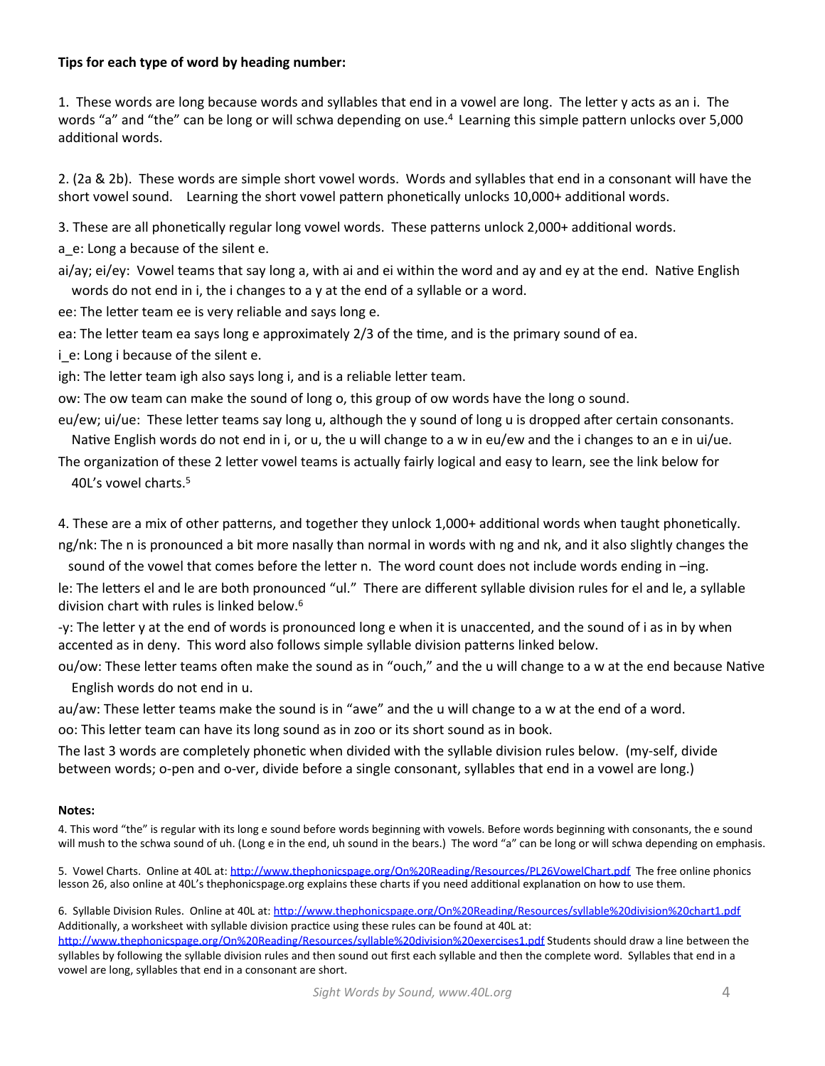**Tips for each type of word by heading number:**

1. These words are long because words and syllables that end in a vowel are long. The letter y acts as an i. The words "a" and "the" can be long or will schwa depending on use.[4] Learning this simple pattern unlocks over 5,000 additional words.

2. (2a & 2b). These words are simple short vowel words. Words and syllables that end in a consonant will have the short vowel sound. Learning the short vowel pattern phonetically unlocks 10,000+ additional words.

3. These are all phonetically regular long vowel words. These patterns unlock 2,000+ additional words.

a_e: Long a because of the silent e.

ai/ay; ei/ey: Vowel teams that say long a, with ai and ei within the word and ay and ey at the end. Native English words do not end in i, the i changes to a y at the end of a syllable or a word.

ee: The letter team ee is very reliable and says long e.

ea: The letter team ea says long e approximately 2/3 of the time, and is the primary sound of ea.

i_e: Long i because of the silent e.

igh: The letter team igh also says long i, and is a reliable letter team.

ow: The ow team can make the sound of long o, this group of ow words have the long o sound.

eu/ew; ui/ue: These letter teams say long u, although the y sound of long u is dropped after certain consonants. Native English words do not end in i, or u, the u will change to a w in eu/ew and the i changes to an e in ui/ue.

The organization of these 2 letter vowel teams is actually fairly logical and easy to learn, see the link below for 40L's vowel charts.[5]

4. These are a mix of other patterns, and together they unlock 1,000+ additional words when taught phonetically.

ng/nk: The n is pronounced a bit more nasally than normal in words with ng and nk, and it also slightly changes the sound of the vowel that comes before the letter n. The word count does not include words ending in –ing.

le: The letters el and le are both pronounced "ul." There are different syllable division rules for el and le, a syllable division chart with rules is linked below.[6]

-y: The letter y at the end of words is pronounced long e when it is unaccented, and the sound of i as in by when accented as in deny. This word also follows simple syllable division patterns linked below.

ou/ow: These letter teams often make the sound as in "ouch," and the u will change to a w at the end because Native English words do not end in u.

au/aw: These letter teams make the sound is in "awe" and the u will change to a w at the end of a word.

oo: This letter team can have its long sound as in zoo or its short sound as in book.

The last 3 words are completely phonetic when divided with the syllable division rules below. (my-self, divide between words; o-pen and o-ver, divide before a single consonant, syllables that end in a vowel are long.)

**Notes:**

4. This word "the" is regular with its long e sound before words beginning with vowels. Before words beginning with consonants, the e sound will mush to the schwa sound of uh. (Long e in the end, uh sound in the bears.) The word "a" can be long or will schwa depending on emphasis.

5. Vowel Charts. Online at 40L at: http://www.thephonicspage.org/On%20Reading/Resources/PL26VowelChart.pdf The free online phonics lesson 26, also online at 40L's thephonicspage.org explains these charts if you need additional explanation on how to use them.

6. Syllable Division Rules. Online at 40L at: http://www.thephonicspage.org/On%20Reading/Resources/syllable%20division%20chart1.pdf Additionally, a worksheet with syllable division practice using these rules can be found at 40L at: http://www.thephonicspage.org/On%20Reading/Resources/syllable%20division%20exercises1.pdf Students should draw a line between the syllables by following the syllable division rules and then sound out first each syllable and then the complete word. Syllables that end in a vowel are long, syllables that end in a consonant are short.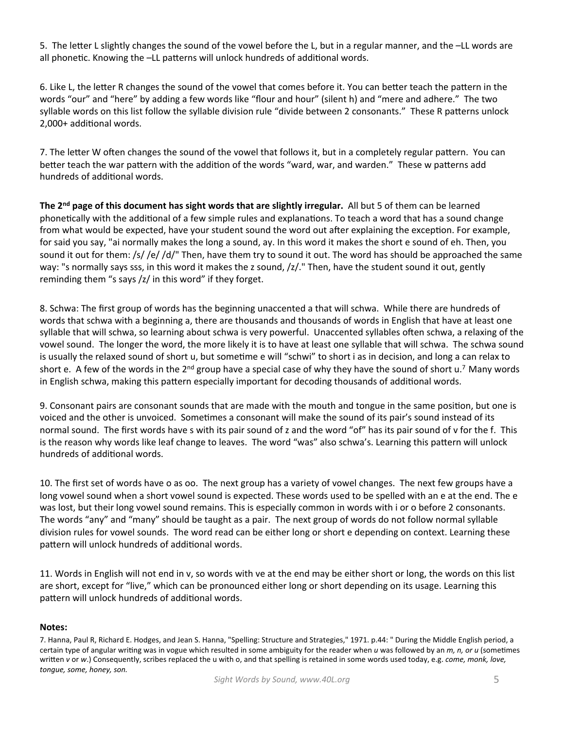5. The letter L slightly changes the sound of the vowel before the L, but in a regular manner, and the –LL words are all phonetic. Knowing the –LL patterns will unlock hundreds of additional words.

6. Like L, the letter R changes the sound of the vowel that comes before it. You can better teach the pattern in the words "our" and "here" by adding a few words like "flour and hour" (silent h) and "mere and adhere." The two syllable words on this list follow the syllable division rule "divide between 2 consonants." These R patterns unlock 2,000+ additional words.

7. The letter W often changes the sound of the vowel that follows it, but in a completely regular pattern. You can better teach the war pattern with the addition of the words "ward, war, and warden." These w patterns add hundreds of additional words.

**The 2nd page of this document has sight words that are slightly irregular.** All but 5 of them can be learned phonetically with the additional of a few simple rules and explanations. To teach a word that has a sound change from what would be expected, have your student sound the word out after explaining the exception. For example, for said you say, "ai normally makes the long a sound, ay. In this word it makes the short e sound of eh. Then, you sound it out for them: /s/ /e/ /d/" Then, have them try to sound it out. The word has should be approached the same way: "s normally says sss, in this word it makes the z sound, /z/." Then, have the student sound it out, gently reminding them "s says /z/ in this word" if they forget.

8. Schwa: The first group of words has the beginning unaccented a that will schwa. While there are hundreds of words that schwa with a beginning a, there are thousands and thousands of words in English that have at least one syllable that will schwa, so learning about schwa is very powerful. Unaccented syllables often schwa, a relaxing of the vowel sound. The longer the word, the more likely it is to have at least one syllable that will schwa. The schwa sound is usually the relaxed sound of short u, but sometime e will "schwi" to short i as in decision, and long a can relax to short e. A few of the words in the 2nd group have a special case of why they have the sound of short u.[7] Many words in English schwa, making this pattern especially important for decoding thousands of additional words.

9. Consonant pairs are consonant sounds that are made with the mouth and tongue in the same position, but one is voiced and the other is unvoiced. Sometimes a consonant will make the sound of its pair's sound instead of its normal sound. The first words have s with its pair sound of z and the word "of" has its pair sound of v for the f. This is the reason why words like leaf change to leaves. The word "was" also schwa's. Learning this pattern will unlock hundreds of additional words.

10. The first set of words have o as oo. The next group has a variety of vowel changes. The next few groups have a long vowel sound when a short vowel sound is expected. These words used to be spelled with an e at the end. The e was lost, but their long vowel sound remains. This is especially common in words with i or o before 2 consonants. The words "any" and "many" should be taught as a pair. The next group of words do not follow normal syllable division rules for vowel sounds. The word read can be either long or short e depending on context. Learning these pattern will unlock hundreds of additional words.

11. Words in English will not end in v, so words with ve at the end may be either short or long, the words on this list are short, except for "live," which can be pronounced either long or short depending on its usage. Learning this pattern will unlock hundreds of additional words.

**Notes:**

7. Hanna, Paul R, Richard E. Hodges, and Jean S. Hanna, "Spelling: Structure and Strategies," 1971. p.44: " During the Middle English period, a certain type of angular writing was in vogue which resulted in some ambiguity for the reader when *u* was followed by an *m, n, or u* (sometimes written *v* or *w*.) Consequently, scribes replaced the u with o, and that spelling is retained in some words used today, e.g. *come, monk, love, tongue, some, honey, son.*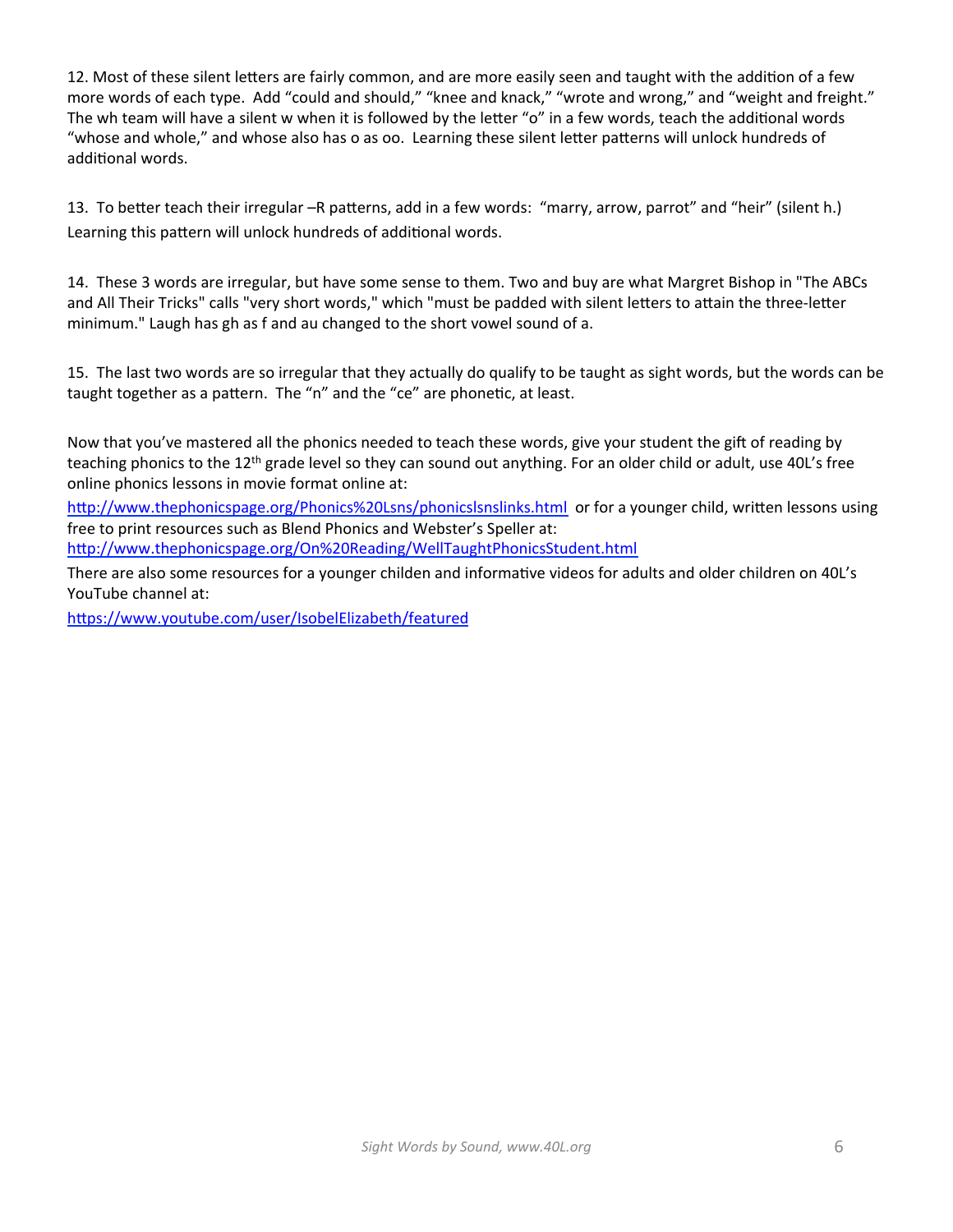12. Most of these silent letters are fairly common, and are more easily seen and taught with the addition of a few more words of each type. Add "could and should," "knee and knack," "wrote and wrong," and "weight and freight." The wh team will have a silent w when it is followed by the letter "o" in a few words, teach the additional words "whose and whole," and whose also has o as oo. Learning these silent letter patterns will unlock hundreds of additional words.

13. To better teach their irregular –R patterns, add in a few words: "marry, arrow, parrot" and "heir" (silent h.) Learning this pattern will unlock hundreds of additional words.

14. These 3 words are irregular, but have some sense to them. Two and buy are what Margret Bishop in "The ABCs and All Their Tricks" calls "very short words," which "must be padded with silent letters to attain the three-letter minimum." Laugh has gh as f and au changed to the short vowel sound of a.

15. The last two words are so irregular that they actually do qualify to be taught as sight words, but the words can be taught together as a pattern. The "n" and the "ce" are phonetic, at least.

Now that you've mastered all the phonics needed to teach these words, give your student the gift of reading by teaching phonics to the 12th grade level so they can sound out anything. For an older child or adult, use 40L's free online phonics lessons in movie format online at:

http://www.thephonicspage.org/Phonics%20Lsns/phonicslsnslinks.html or for a younger child, written lessons using free to print resources such as Blend Phonics and Webster's Speller at:

http://www.thephonicspage.org/On%20Reading/WellTaughtPhonicsStudent.html

There are also some resources for a younger childen and informative videos for adults and older children on 40L's YouTube channel at:

https://www.youtube.com/user/IsobelElizabeth/featured